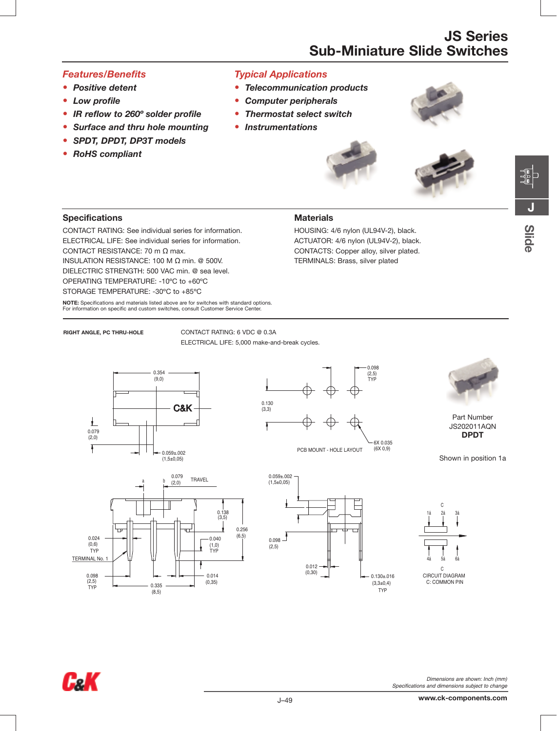# JS Series
# Sub-Miniature Slide Switches

### Features/Benefits

- Positive detent
- Low profile
- IR reflow to 260º solder profile
- Surface and thru hole mounting
- SPDT, DPDT, DP3T models
- RoHS compliant

### Typical Applications

- Telecommunication products
- Computer peripherals
- Thermostat select switch
- Instrumentations

## Specifications

CONTACT RATING: See individual series for information.
ELECTRICAL LIFE: See individual series for information.
CONTACT RESISTANCE: 70 m Ω max.
INSULATION RESISTANCE: 100 M Ω min. @ 500V.
DIELECTRIC STRENGTH: 500 VAC min. @ sea level.
OPERATING TEMPERATURE: -10ºC to +60ºC
STORAGE TEMPERATURE: -30ºC to +85ºC

**NOTE:** Specifications and materials listed above are for switches with standard options.
For information on specific and custom switches, consult Customer Service Center.

## Materials

HOUSING: 4/6 nylon (UL94V-2), black.
ACTUATOR: 4/6 nylon (UL94V-2), black.
CONTACTS: Copper alloy, silver plated.
TERMINALS: Brass, silver plated

**RIGHT ANGLE, PC THRU-HOLE**

CONTACT RATING: 6 VDC @ 0.3A
ELECTRICAL LIFE: 5,000 make-and-break cycles.

PCB MOUNT - HOLE LAYOUT

Part Number
JS202011AQN
**DPDT**

Shown in position 1a

CIRCUIT DIAGRAM
C: COMMON PIN

*Dimensions are shown: Inch (mm)*
*Specifications and dimensions subject to change*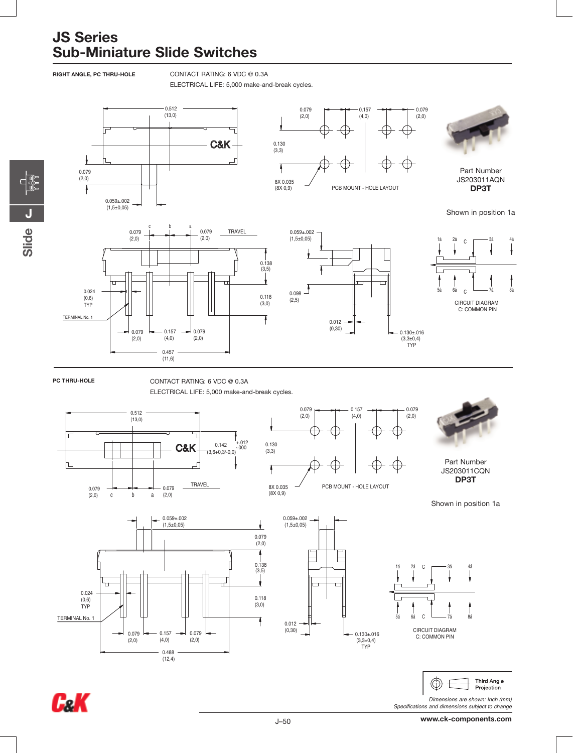# JS Series
## Sub-Miniature Slide Switches

**RIGHT ANGLE, PC THRU-HOLE**

CONTACT RATING: 6 VDC @ 0.3A

ELECTRICAL LIFE: 5,000 make-and-break cycles.

0.512 (13,0)

C&K

0.079 (2,0)

0.059±.002 (1,5±0,05)

0.079 (2,0) — 0.157 (4,0) — 0.079 (2,0)

0.130 (3,3)

8X 0.035 (8X 0,9)

PCB MOUNT - HOLE LAYOUT

Part Number
JS203011AQN
**DP3T**

Shown in position 1a

c b a

0.079 (2,0) — 0.079 (2,0) TRAVEL

0.138 (3,5)

0.118 (3,0)

0.024 (0,6) TYP

TERMINAL No. 1

0.079 (2,0) — 0.157 (4,0) — 0.079 (2,0)

0.457 (11,6)

0.059±.002 (1,5±0,05)

0.098 (2,5)

0.012 (0,30)

0.130±.016 (3,3±0,4) TYP

1a 2a C 3a 4a

5a 6a C 7a 8a

CIRCUIT DIAGRAM
C: COMMON PIN

**PC THRU-HOLE**

CONTACT RATING: 6 VDC @ 0.3A

ELECTRICAL LIFE: 5,000 make-and-break cycles.

0.512 (13,0)

C&K

0.142 +.012/-.000 (3,6+0,3/-0,0)

0.079 (2,0) c b a 0.079 (2,0) TRAVEL

0.079 (2,0) — 0.157 (4,0) — 0.079 (2,0)

0.130 (3,3)

8X 0.035 (8X 0,9)

PCB MOUNT - HOLE LAYOUT

Part Number
JS203011CQN
**DP3T**

Shown in position 1a

0.059±.002 (1,5±0,05)

0.079 (2,0)

0.138 (3,5)

0.118 (3,0)

0.024 (0,6) TYP

TERMINAL No. 1

0.079 (2,0) — 0.157 (4,0) — 0.079 (2,0)

0.488 (12,4)

0.059±.002 (1,5±0,05)

0.012 (0,30)

0.130±.016 (3,3±0,4) TYP

1a 2a C 3a 4a

5a 6a C 7a 8a

CIRCUIT DIAGRAM
C: COMMON PIN

Third Angle Projection

*Dimensions are shown: Inch (mm)*
*Specifications and dimensions subject to change*

www.ck-components.com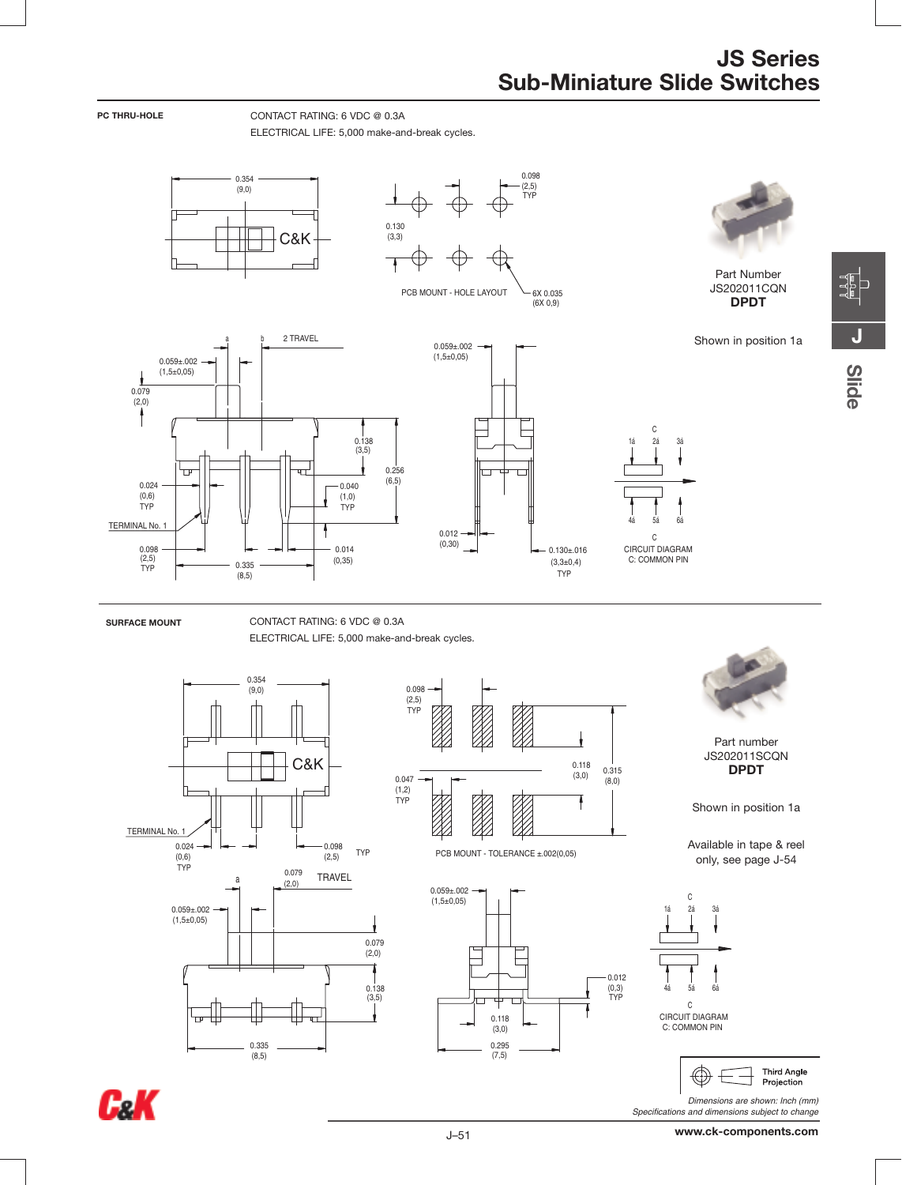# JS Series
## Sub-Miniature Slide Switches

**PC THRU-HOLE**

CONTACT RATING: 6 VDC @ 0.3A

ELECTRICAL LIFE: 5,000 make-and-break cycles.

0.354 (9,0)

C&K

0.098 (2,5) TYP

0.130 (3,3)

PCB MOUNT - HOLE LAYOUT

6X 0.035 (6X 0,9)

Part Number
JS202011CQN
**DPDT**

Shown in position 1a

a b 2 TRAVEL

0.059±.002 (1,5±0,05)

0.079 (2,0)

0.138 (3,5)

0.256 (6,5)

0.024 (0,6) TYP

0.040 (1,0) TYP

TERMINAL No. 1

0.098 (2,5) TYP

0.335 (8,5)

0.014 (0,35)

0.059±.002 (1,5±0,05)

0.012 (0,30)

0.130±.016 (3,3±0,4) TYP

C

1á 2á 3á

4á 5á 6á

C

CIRCUIT DIAGRAM
C: COMMON PIN

**SURFACE MOUNT**

CONTACT RATING: 6 VDC @ 0.3A

ELECTRICAL LIFE: 5,000 make-and-break cycles.

0.354 (9,0)

C&K

TERMINAL No. 1

0.024 (0,6) TYP

0.098 (2,5) TYP

0.098 (2,5) TYP

0.047 (1,2) TYP

0.118 (3,0)

0.315 (8,0)

PCB MOUNT - TOLERANCE ±.002(0,05)

Part number
JS202011SCQN
**DPDT**

Shown in position 1a

Available in tape & reel only, see page J-54

a

0.079 (2,0)

TRAVEL

0.059±.002 (1,5±0,05)

0.079 (2,0)

0.138 (3,5)

0.335 (8,5)

0.059±.002 (1,5±0,05)

0.012 (0,3) TYP

0.118 (3,0)

0.295 (7,5)

C

1á 2á 3á

4á 5á 6á

C

CIRCUIT DIAGRAM
C: COMMON PIN

Third Angle Projection

*Dimensions are shown: Inch (mm)*
*Specifications and dimensions subject to change*

www.ck-components.com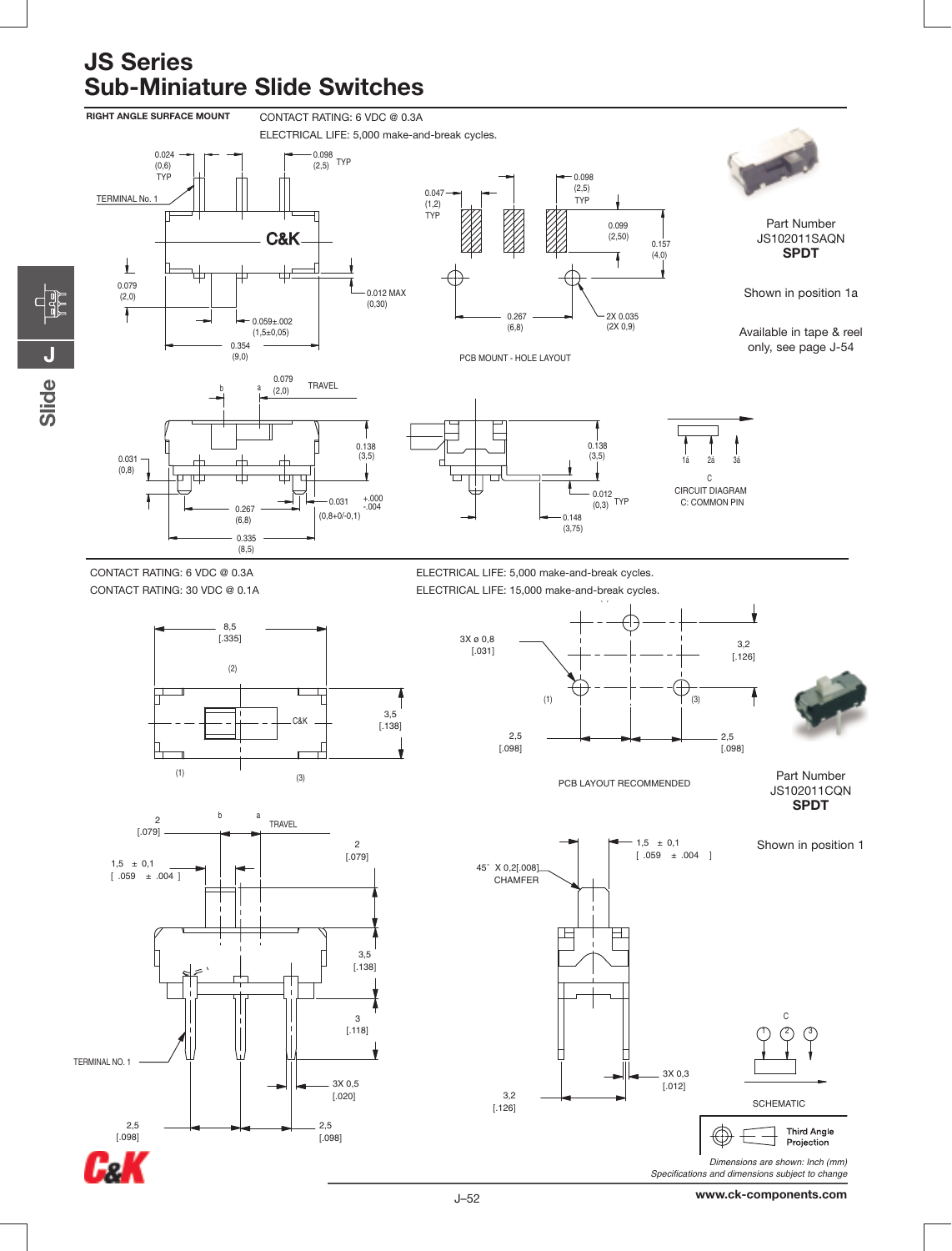# JS Series
## Sub-Miniature Slide Switches

**RIGHT ANGLE SURFACE MOUNT**

CONTACT RATING: 6 VDC @ 0.3A

ELECTRICAL LIFE: 5,000 make-and-break cycles.

0.024 (0,6) TYP

0.098 (2,5) TYP

TERMINAL No. 1

0.079 (2,0)

0.012 MAX (0,30)

0.059±.002 (1,5±0,05)

0.354 (9,0)

0.047 (1,2) TYP

0.098 (2,5) TYP

0.099 (2,50)

0.157 (4,0)

0.267 (6,8)

2X 0.035 (2X 0,9)

PCB MOUNT - HOLE LAYOUT

Part Number
JS102011SAQN
**SPDT**

Shown in position 1a

Available in tape & reel only, see page J-54

b a 0.079 (2,0) TRAVEL

0.031 (0,8)

0.138 (3,5)

0.267 (6,8)

0.031 +.000 -.004 (0,8+0/-0,1)

0.335 (8,5)

0.138 (3,5)

0.012 (0,3) TYP

0.148 (3,75)

1a 2a 3a

C

CIRCUIT DIAGRAM
C: COMMON PIN

---

CONTACT RATING: 6 VDC @ 0.3A

CONTACT RATING: 30 VDC @ 0.1A

ELECTRICAL LIFE: 5,000 make-and-break cycles.

ELECTRICAL LIFE: 15,000 make-and-break cycles.

8,5 [.335]

(2)

C&K

3,5 [.138]

(1) (3)

3X ø 0,8 [.031]

3,2 [.126]

(1) (3)

2,5 [.098]

2,5 [.098]

PCB LAYOUT RECOMMENDED

Part Number
JS102011CQN
**SPDT**

Shown in position 1

2 [.079]

b a TRAVEL

1,5 ± 0,1 [ .059 ± .004 ]

2 [.079]

3,5 [.138]

3 [.118]

TERMINAL NO. 1

3X 0,5 [.020]

2,5 [.098]

2,5 [.098]

45° X 0,2[.008] CHAMFER

1,5 ± 0,1 [ .059 ± .004 ]

3X 0,3 [.012]

3,2 [.126]

C

1 2 3

SCHEMATIC

Third Angle Projection

*Dimensions are shown: Inch (mm)*
*Specifications and dimensions subject to change*

www.ck-components.com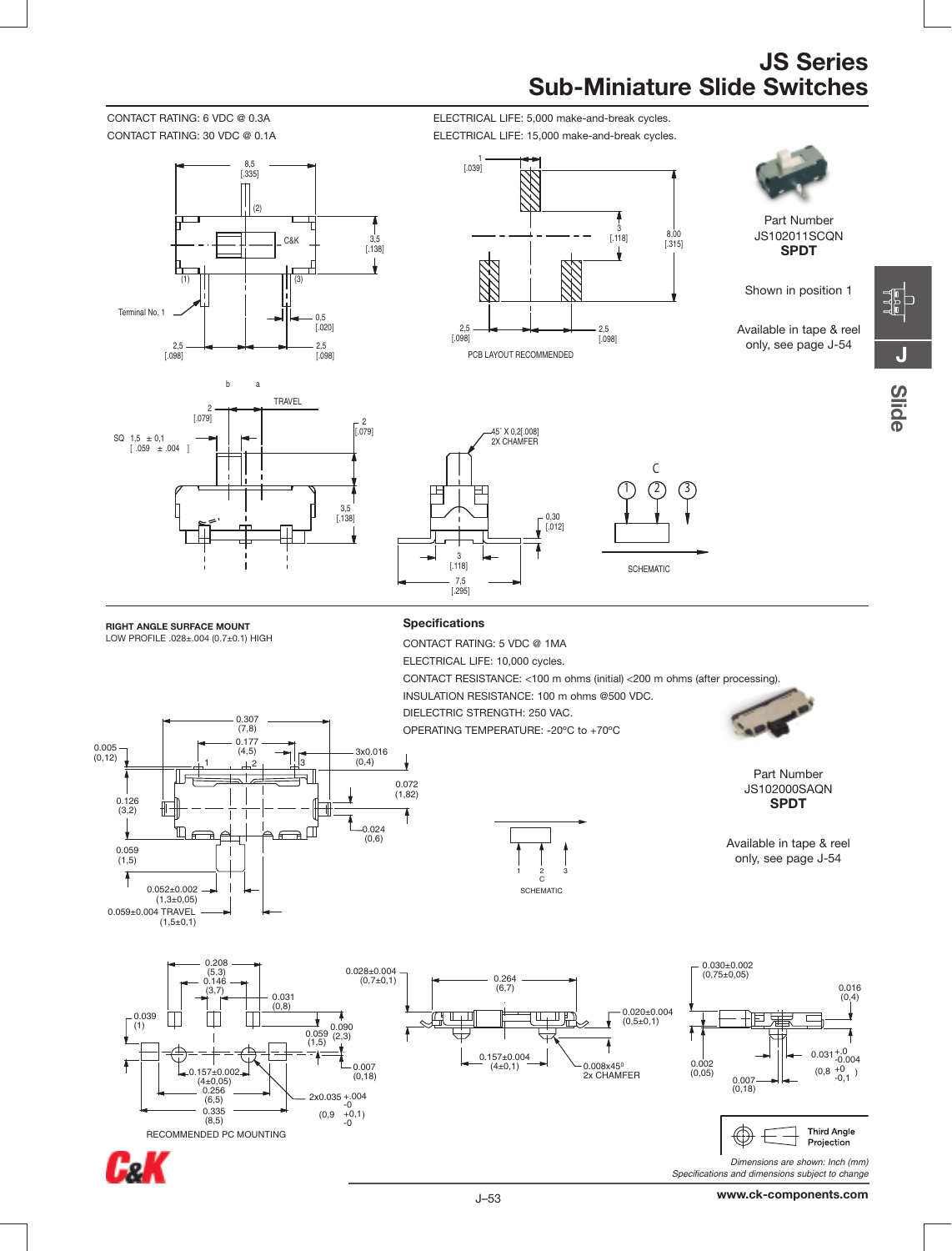# JS Series
# Sub-Miniature Slide Switches

CONTACT RATING: 6 VDC @ 0.3A
CONTACT RATING: 30 VDC @ 0.1A

ELECTRICAL LIFE: 5,000 make-and-break cycles.
ELECTRICAL LIFE: 15,000 make-and-break cycles.

Part Number
JS102011SCQN
**SPDT**

Shown in position 1

Available in tape & reel only, see page J-54

PCB LAYOUT RECOMMENDED

SCHEMATIC

**RIGHT ANGLE SURFACE MOUNT**
LOW PROFILE .028±.004 (0.7±0.1) HIGH

### Specifications

CONTACT RATING: 5 VDC @ 1MA
ELECTRICAL LIFE: 10,000 cycles.
CONTACT RESISTANCE: <100 m ohms (initial) <200 m ohms (after processing).
INSULATION RESISTANCE: 100 m ohms @500 VDC.
DIELECTRIC STRENGTH: 250 VAC.
OPERATING TEMPERATURE: -20ºC to +70ºC

Part Number
JS102000SAQN
**SPDT**

Available in tape & reel only, see page J-54

SCHEMATIC

RECOMMENDED PC MOUNTING

Third Angle Projection

*Dimensions are shown: Inch (mm)*
*Specifications and dimensions subject to change*

www.ck-components.com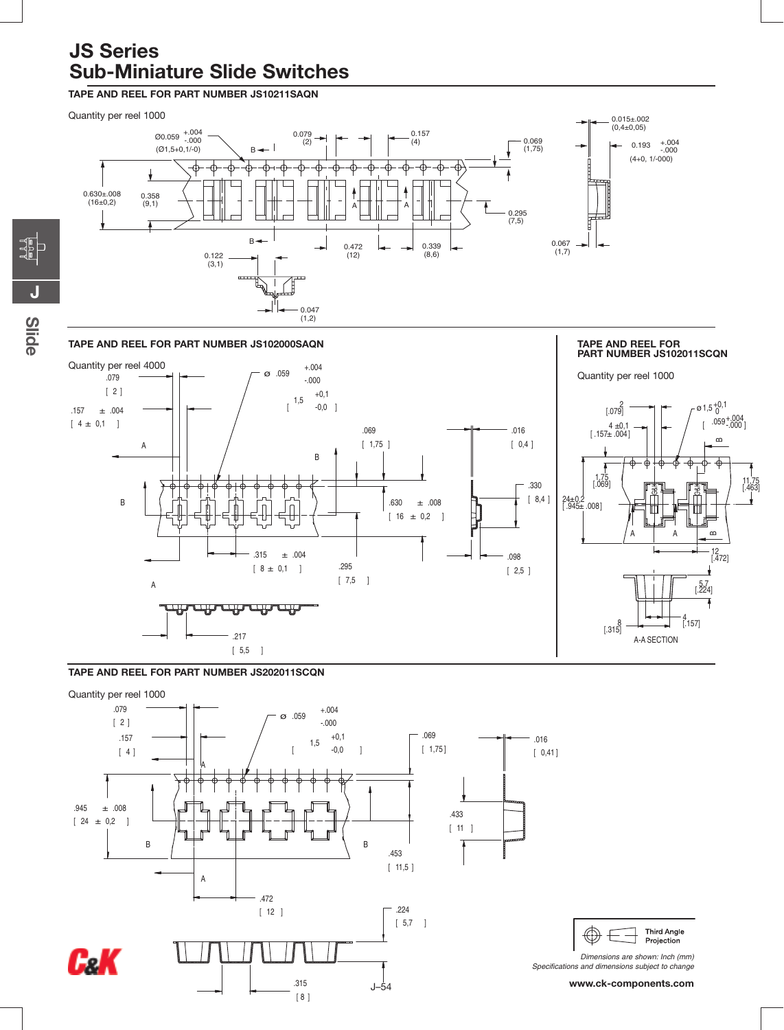# JS Series
# Sub-Miniature Slide Switches

### TAPE AND REEL FOR PART NUMBER JS10211SAQN

Quantity per reel 1000

Ø0.059 +.004 -.000 (Ø1,5+0,1/-0)
0.079 (2)
0.157 (4)
0.069 (1,75)
0.015±.002 (0,4±0,05)
0.193 +.004 -.000 (4+0, 1/-000)
0.630±.008 (16±0,2)
0.358 (9,1)
0.295 (7,5)
0.472 (12)
0.339 (8,6)
0.067 (1,7)
0.122 (3,1)
0.047 (1,2)
A A B B

### TAPE AND REEL FOR PART NUMBER JS102000SAQN

Quantity per reel 4000

.079 [ 2 ]
Ø .059 +.004 -.000 [ 1,5 +0,1 -0,0 ]
.157 ± .004 [ 4 ± 0,1 ]
.069 [ 1,75 ]
.016 [ 0,4 ]
.330 [ 8,4 ]
.630 ± .008 [ 16 ± 0,2 ]
.315 ± .004 [ 8 ± 0,1 ]
.295 [ 7,5 ]
.098 [ 2,5 ]
.217 [ 5,5 ]
A B

### TAPE AND REEL FOR PART NUMBER JS102011SCQN

Quantity per reel 1000

2 [.079]
4 ±0,1 [ .157± .004]
ø 1,5 +0,1 0 [ .059 +.004 -.000 ]
1,75 [.069]
24±0,2 [.945± .008]
11,75 [.463]
12 [.472]
5,7 [.224]
8 [.315]
4 [.157]
A-A SECTION

### TAPE AND REEL FOR PART NUMBER JS202011SCQN

Quantity per reel 1000

.079 [ 2 ]
Ø .059 +.004 -.000 [ 1,5 +0,1 -0,0 ]
.157 [ 4 ]
.069 [ 1,75 ]
.016 [ 0,41 ]
.945 ± .008 [ 24 ± 0,2 ]
.433 [ 11 ]
.453 [ 11,5 ]
.472 [ 12 ]
.224 [ 5,7 ]
.315 [ 8 ]
A B

Third Angle Projection

*Dimensions are shown: Inch (mm)*
*Specifications and dimensions subject to change*

www.ck-components.com